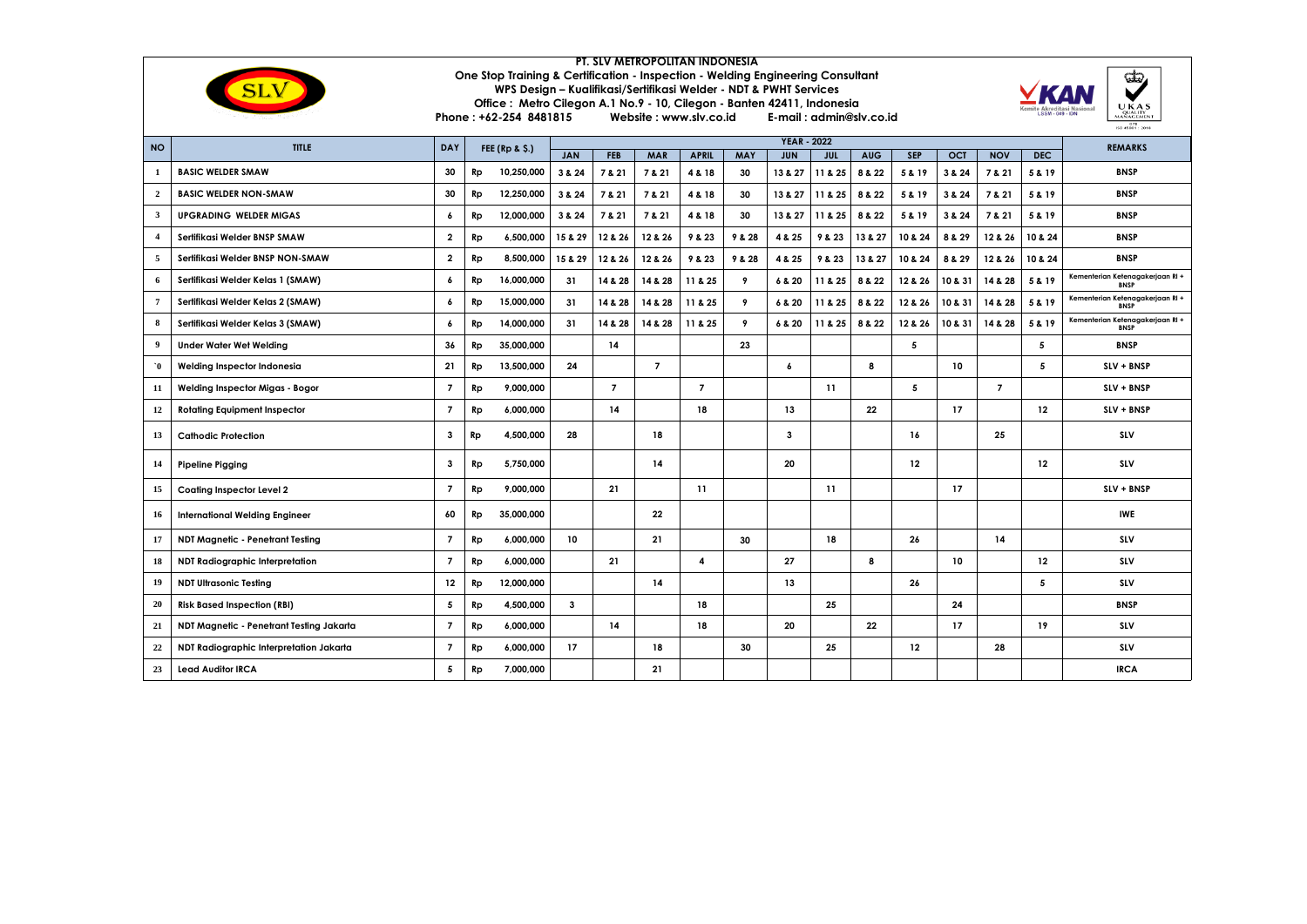**PT. SLV METROPOLITAN INDONESIA**
**One Stop Training & Certification - Inspection - Welding Engineering Consultant**
**WPS Design – Kualifikasi/Sertifikasi Welder - NDT & PWHT Services**
**Office : Metro Cilegon A.1 No.9 - 10, Cilegon - Banten 42411, Indonesia**
**Phone : +62-254 8481815 Website : www.slv.co.id E-mail : admin@slv.co.id**

| NO | TITLE | DAY | FEE (Rp & $.) | | YEAR - 2022 | | | | | | | | | | | | REMARKS |
|---|---|---|---|---|---|---|---|---|---|---|---|---|---|---|---|---|---|
| | | | | | JAN | FEB | MAR | APRIL | MAY | JUN | JUL | AUG | SEP | OCT | NOV | DEC | |
| 1 | BASIC WELDER SMAW | 30 | Rp | 10,250,000 | 3 & 24 | 7 & 21 | 7 & 21 | 4 & 18 | 30 | 13 & 27 | 11 & 25 | 8 & 22 | 5 & 19 | 3 & 24 | 7 & 21 | 5 & 19 | BNSP |
| 2 | BASIC WELDER NON-SMAW | 30 | Rp | 12,250,000 | 3 & 24 | 7 & 21 | 7 & 21 | 4 & 18 | 30 | 13 & 27 | 11 & 25 | 8 & 22 | 5 & 19 | 3 & 24 | 7 & 21 | 5 & 19 | BNSP |
| 3 | UPGRADING WELDER MIGAS | 6 | Rp | 12,000,000 | 3 & 24 | 7 & 21 | 7 & 21 | 4 & 18 | 30 | 13 & 27 | 11 & 25 | 8 & 22 | 5 & 19 | 3 & 24 | 7 & 21 | 5 & 19 | BNSP |
| 4 | Sertifikasi Welder BNSP SMAW | 2 | Rp | 6,500,000 | 15 & 29 | 12 & 26 | 12 & 26 | 9 & 23 | 9 & 28 | 4 & 25 | 9 & 23 | 13 & 27 | 10 & 24 | 8 & 29 | 12 & 26 | 10 & 24 | BNSP |
| 5 | Sertifikasi Welder BNSP NON-SMAW | 2 | Rp | 8,500,000 | 15 & 29 | 12 & 26 | 12 & 26 | 9 & 23 | 9 & 28 | 4 & 25 | 9 & 23 | 13 & 27 | 10 & 24 | 8 & 29 | 12 & 26 | 10 & 24 | BNSP |
| 6 | Sertifikasi Welder Kelas 1 (SMAW) | 6 | Rp | 16,000,000 | 31 | 14 & 28 | 14 & 28 | 11 & 25 | 9 | 6 & 20 | 11 & 25 | 8 & 22 | 12 & 26 | 10 & 31 | 14 & 28 | 5 & 19 | Kementerian Ketenagakerjaan RI + BNSP |
| 7 | Sertifikasi Welder Kelas 2 (SMAW) | 6 | Rp | 15,000,000 | 31 | 14 & 28 | 14 & 28 | 11 & 25 | 9 | 6 & 20 | 11 & 25 | 8 & 22 | 12 & 26 | 10 & 31 | 14 & 28 | 5 & 19 | Kementerian Ketenagakerjaan RI + BNSP |
| 8 | Sertifikasi Welder Kelas 3 (SMAW) | 6 | Rp | 14,000,000 | 31 | 14 & 28 | 14 & 28 | 11 & 25 | 9 | 6 & 20 | 11 & 25 | 8 & 22 | 12 & 26 | 10 & 31 | 14 & 28 | 5 & 19 | Kementerian Ketenagakerjaan RI + BNSP |
| 9 | Under Water Wet Welding | 36 | Rp | 35,000,000 | | 14 | | | 23 | | | | 5 | | | 5 | BNSP |
| `0 | Welding Inspector Indonesia | 21 | Rp | 13,500,000 | 24 | | 7 | | | 6 | | 8 | | 10 | | 5 | SLV + BNSP |
| 11 | Welding Inspector Migas - Bogor | 7 | Rp | 9,000,000 | | 7 | | 7 | | | 11 | | 5 | | 7 | | SLV + BNSP |
| 12 | Rotating Equipment Inspector | 7 | Rp | 6,000,000 | | 14 | | 18 | | 13 | | 22 | | 17 | | 12 | SLV + BNSP |
| 13 | Cathodic Protection | 3 | Rp | 4,500,000 | 28 | | 18 | | | 3 | | | 16 | | 25 | | SLV |
| 14 | Pipeline Pigging | 3 | Rp | 5,750,000 | | | 14 | | | 20 | | | 12 | | | 12 | SLV |
| 15 | Coating Inspector Level 2 | 7 | Rp | 9,000,000 | | 21 | | 11 | | | 11 | | | 17 | | | SLV + BNSP |
| 16 | International Welding Engineer | 60 | Rp | 35,000,000 | | | 22 | | | | | | | | | | IWE |
| 17 | NDT Magnetic - Penetrant Testing | 7 | Rp | 6,000,000 | 10 | | 21 | | 30 | | 18 | | 26 | | 14 | | SLV |
| 18 | NDT Radiographic Interpretation | 7 | Rp | 6,000,000 | | 21 | | 4 | | 27 | | 8 | | 10 | | 12 | SLV |
| 19 | NDT Ultrasonic Testing | 12 | Rp | 12,000,000 | | | 14 | | | 13 | | | 26 | | | 5 | SLV |
| 20 | Risk Based Inspection (RBI) | 5 | Rp | 4,500,000 | 3 | | | 18 | | | 25 | | | 24 | | | BNSP |
| 21 | NDT Magnetic - Penetrant Testing Jakarta | 7 | Rp | 6,000,000 | | 14 | | 18 | | 20 | | 22 | | 17 | | 19 | SLV |
| 22 | NDT Radiographic Interpretation Jakarta | 7 | Rp | 6,000,000 | 17 | | 18 | | 30 | | 25 | | 12 | | 28 | | SLV |
| 23 | Lead Auditor IRCA | 5 | Rp | 7,000,000 | | | 21 | | | | | | | | | | IRCA |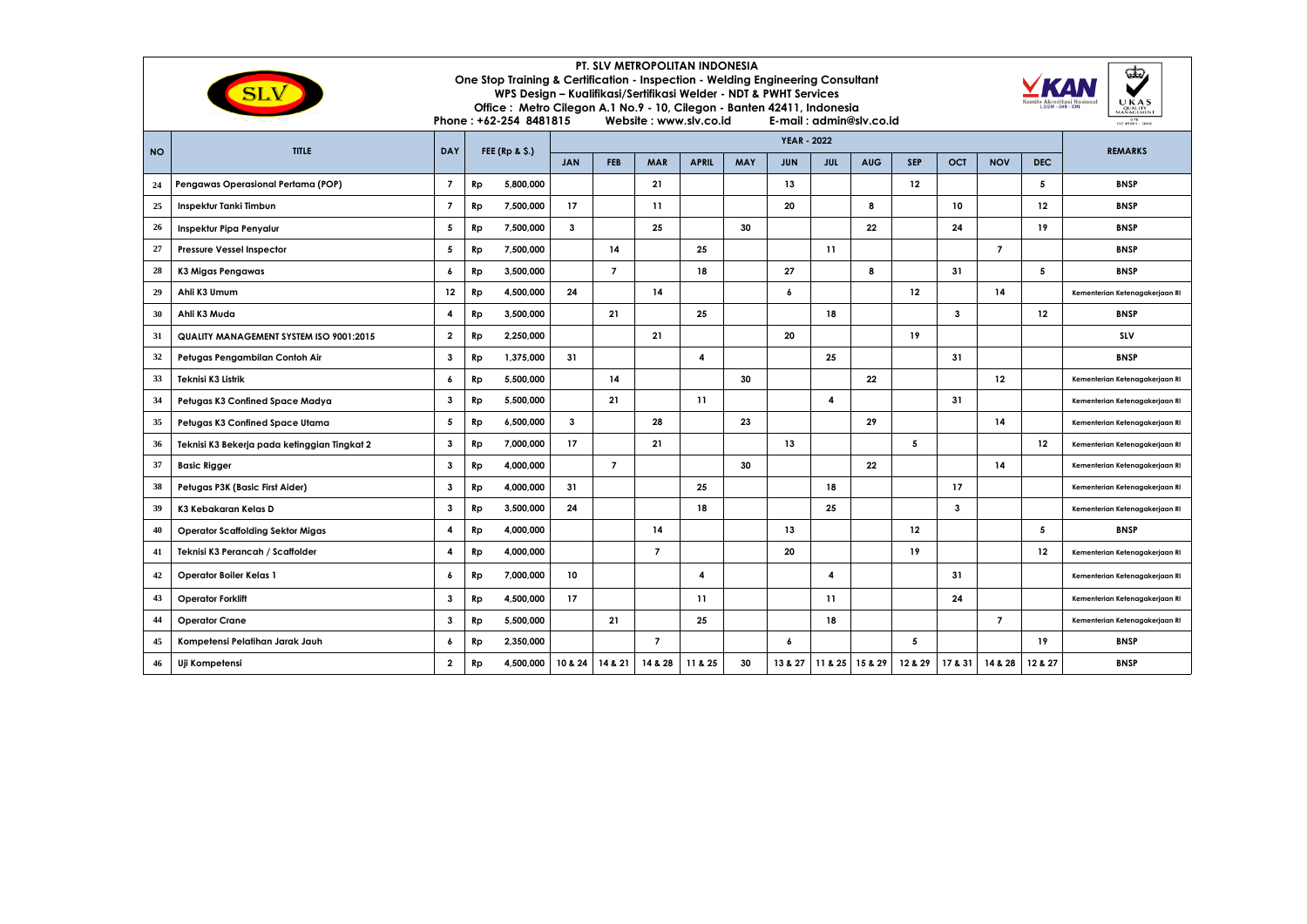**PT. SLV METROPOLITAN INDONESIA**
**One Stop Training & Certification - Inspection - Welding Engineering Consultant**
**WPS Design – Kualifikasi/Sertifikasi Welder - NDT & PWHT Services**
**Office : Metro Cilegon A.1 No.9 - 10, Cilegon - Banten 42411, Indonesia**
**Phone : +62-254 8481815 Website : www.slv.co.id E-mail : admin@slv.co.id**

| NO | TITLE | DAY | FEE (Rp & $.) | | YEAR - 2022 | | | | | | | | | | | | REMARKS |
|---|---|---|---|---|---|---|---|---|---|---|---|---|---|---|---|---|---|
| | | | | | JAN | FEB | MAR | APRIL | MAY | JUN | JUL | AUG | SEP | OCT | NOV | DEC | |
| 24 | Pengawas Operasional Pertama (POP) | 7 | Rp | 5,800,000 | | | 21 | | | 13 | | | 12 | | | 5 | BNSP |
| 25 | Inspektur Tanki Timbun | 7 | Rp | 7,500,000 | 17 | | 11 | | | 20 | | 8 | | 10 | | 12 | BNSP |
| 26 | Inspektur Pipa Penyalur | 5 | Rp | 7,500,000 | 3 | | 25 | | 30 | | | 22 | | 24 | | 19 | BNSP |
| 27 | Pressure Vessel Inspector | 5 | Rp | 7,500,000 | | 14 | | 25 | | | 11 | | | | 7 | | BNSP |
| 28 | K3 Migas Pengawas | 6 | Rp | 3,500,000 | | 7 | | 18 | | 27 | | 8 | | 31 | | 5 | BNSP |
| 29 | Ahli K3 Umum | 12 | Rp | 4,500,000 | 24 | | 14 | | | 6 | | | 12 | | 14 | | Kementerian Ketenagakerjaan RI |
| 30 | Ahli K3 Muda | 4 | Rp | 3,500,000 | | 21 | | 25 | | | 18 | | | 3 | | 12 | BNSP |
| 31 | QUALITY MANAGEMENT SYSTEM ISO 9001:2015 | 2 | Rp | 2,250,000 | | | 21 | | | 20 | | | 19 | | | | SLV |
| 32 | Petugas Pengambilan Contoh Air | 3 | Rp | 1,375,000 | 31 | | | 4 | | | 25 | | | 31 | | | BNSP |
| 33 | Teknisi K3 Listrik | 6 | Rp | 5,500,000 | | 14 | | | 30 | | | 22 | | | 12 | | Kementerian Ketenagakerjaan RI |
| 34 | Petugas K3 Confined Space Madya | 3 | Rp | 5,500,000 | | 21 | | 11 | | | 4 | | | 31 | | | Kementerian Ketenagakerjaan RI |
| 35 | Petugas K3 Confined Space Utama | 5 | Rp | 6,500,000 | 3 | | 28 | | 23 | | | 29 | | | 14 | | Kementerian Ketenagakerjaan RI |
| 36 | Teknisi K3 Bekerja pada ketinggian Tingkat 2 | 3 | Rp | 7,000,000 | 17 | | 21 | | | 13 | | | 5 | | | 12 | Kementerian Ketenagakerjaan RI |
| 37 | Basic Rigger | 3 | Rp | 4,000,000 | | 7 | | | 30 | | | 22 | | | 14 | | Kementerian Ketenagakerjaan RI |
| 38 | Petugas P3K (Basic First Aider) | 3 | Rp | 4,000,000 | 31 | | | 25 | | | 18 | | | 17 | | | Kementerian Ketenagakerjaan RI |
| 39 | K3 Kebakaran Kelas D | 3 | Rp | 3,500,000 | 24 | | | 18 | | | 25 | | | 3 | | | Kementerian Ketenagakerjaan RI |
| 40 | Operator Scaffolding Sektor Migas | 4 | Rp | 4,000,000 | | | 14 | | | 13 | | | 12 | | | 5 | BNSP |
| 41 | Teknisi K3 Perancah / Scaffolder | 4 | Rp | 4,000,000 | | | 7 | | | 20 | | | 19 | | | 12 | Kementerian Ketenagakerjaan RI |
| 42 | Operator Boiler Kelas 1 | 6 | Rp | 7,000,000 | 10 | | | 4 | | | 4 | | | 31 | | | Kementerian Ketenagakerjaan RI |
| 43 | Operator Forklift | 3 | Rp | 4,500,000 | 17 | | | 11 | | | 11 | | | 24 | | | Kementerian Ketenagakerjaan RI |
| 44 | Operator Crane | 3 | Rp | 5,500,000 | | 21 | | 25 | | | 18 | | | | 7 | | Kementerian Ketenagakerjaan RI |
| 45 | Kompetensi Pelatihan Jarak Jauh | 6 | Rp | 2,350,000 | | | 7 | | | 6 | | | 5 | | | 19 | BNSP |
| 46 | Uji Kompetensi | 2 | Rp | 4,500,000 | 10 & 24 | 14 & 21 | 14 & 28 | 11 & 25 | 30 | 13 & 27 | 11 & 25 | 15 & 29 | 12 & 29 | 17 & 31 | 14 & 28 | 12 & 27 | BNSP |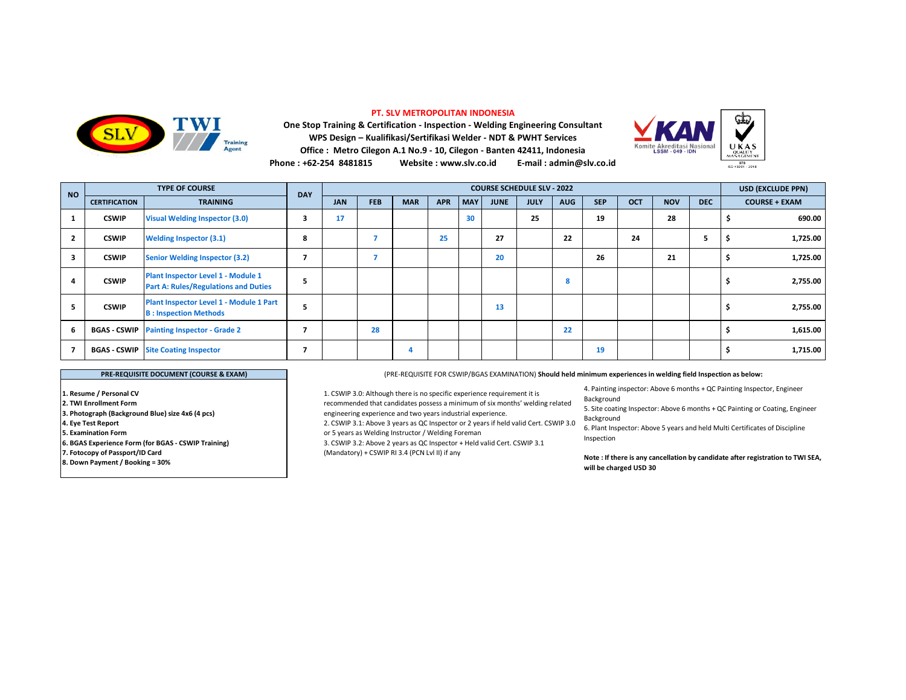**PT. SLV METROPOLITAN INDONESIA**

**One Stop Training & Certification - Inspection - Welding Engineering Consultant**

**WPS Design – Kualifikasi/Sertifikasi Welder - NDT & PWHT Services**

**Office : Metro Cilegon A.1 No.9 - 10, Cilegon - Banten 42411, Indonesia**

**Phone : +62-254 8481815 Website : www.slv.co.id E-mail : admin@slv.co.id**

| NO | TYPE OF COURSE | | DAY | COURSE SCHEDULE SLV - 2022 | | | | | | | | | | | | USD (EXCLUDE PPN) |
|---|---|---|---|---|---|---|---|---|---|---|---|---|---|---|---|---|
| | CERTIFICATION | TRAINING | | JAN | FEB | MAR | APR | MAY | JUNE | JULY | AUG | SEP | OCT | NOV | DEC | COURSE + EXAM |
| 1 | CSWIP | Visual Welding Inspector (3.0) | 3 | 17 | | | | 30 | | 25 | | 19 | | 28 | | $ 690.00 |
| 2 | CSWIP | Welding Inspector (3.1) | 8 | | 7 | | 25 | | 27 | | 22 | | 24 | | 5 | $ 1,725.00 |
| 3 | CSWIP | Senior Welding Inspector (3.2) | 7 | | 7 | | | | 20 | | | 26 | | 21 | | $ 1,725.00 |
| 4 | CSWIP | Plant Inspector Level 1 - Module 1 Part A: Rules/Regulations and Duties | 5 | | | | | | | | 8 | | | | | $ 2,755.00 |
| 5 | CSWIP | Plant Inspector Level 1 - Module 1 Part B : Inspection Methods | 5 | | | | | | 13 | | | | | | | $ 2,755.00 |
| 6 | BGAS - CSWIP | Painting Inspector - Grade 2 | 7 | | 28 | | | | | | 22 | | | | | $ 1,615.00 |
| 7 | BGAS - CSWIP | Site Coating Inspector | 7 | | | 4 | | | | | | 19 | | | | $ 1,715.00 |

**PRE-REQUISITE DOCUMENT (COURSE & EXAM)**

1. Resume / Personal CV
2. TWI Enrollment Form
3. Photograph (Background Blue) size 4x6 (4 pcs)
4. Eye Test Report
5. Examination Form
6. BGAS Experience Form (for BGAS - CSWIP Training)
7. Fotocopy of Passport/ID Card
8. Down Payment / Booking = 30%

(PRE-REQUISITE FOR CSWIP/BGAS EXAMINATION) **Should held minimum experiences in welding field Inspection as below:**

1. CSWIP 3.0: Although there is no specific experience requirement it is recommended that candidates possess a minimum of six months' welding related engineering experience and two years industrial experience.
2. CSWIP 3.1: Above 3 years as QC Inspector or 2 years if held valid Cert. CSWIP 3.0 or 5 years as Welding Instructor / Welding Foreman
3. CSWIP 3.2: Above 2 years as QC Inspector + Held valid Cert. CSWIP 3.1 (Mandatory) + CSWIP RI 3.4 (PCN Lvl II) if any
4. Painting inspector: Above 6 months + QC Painting Inspector, Engineer Background
5. Site coating Inspector: Above 6 months + QC Painting or Coating, Engineer Background
6. Plant Inspector: Above 5 years and held Multi Certificates of Discipline Inspection

**Note : If there is any cancellation by candidate after registration to TWI SEA, will be charged USD 30**